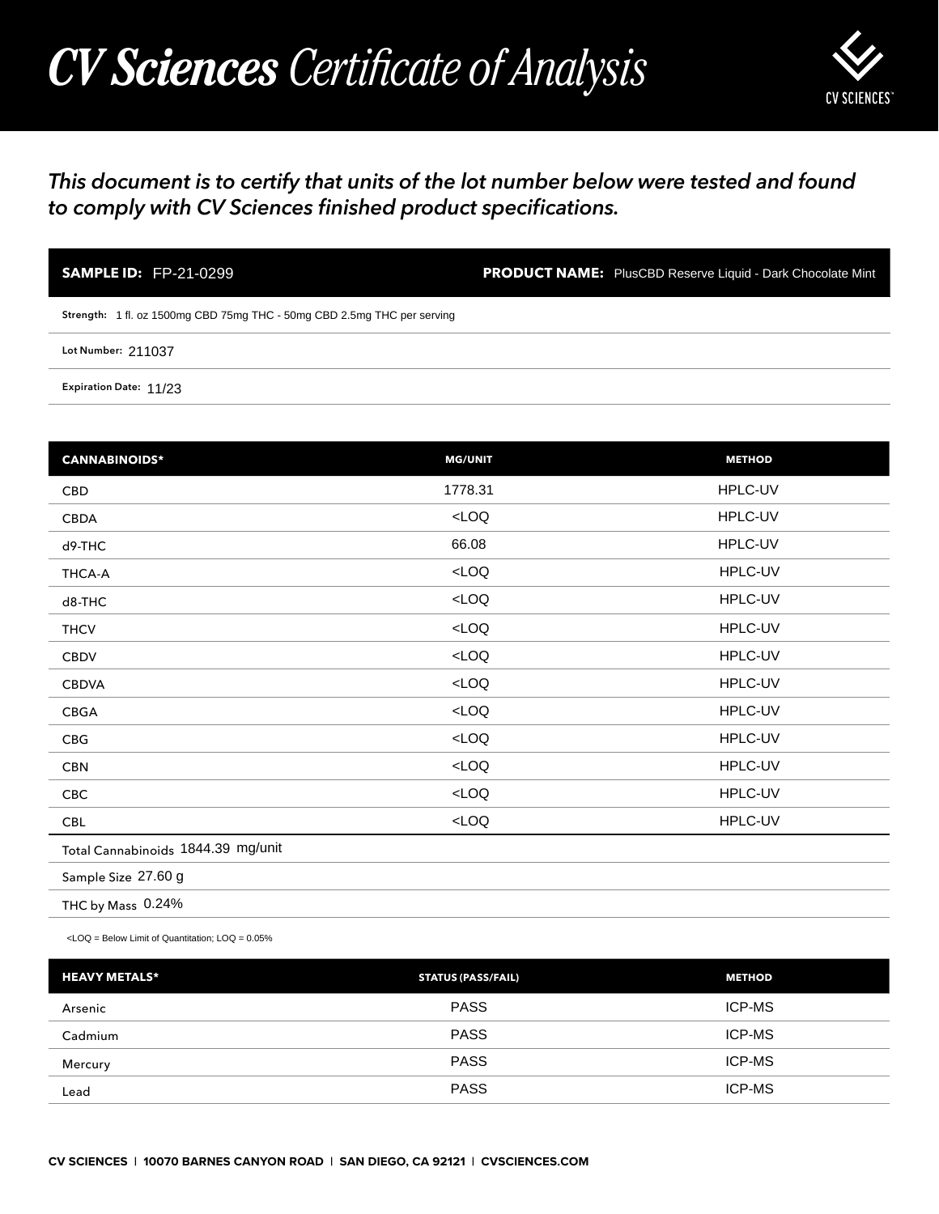# CV Sciences Certificate of Analysis

*This document is to certify that units of the lot number below were tested and found to comply with CV Sciences finished product specifications.*

**SAMPLE ID:** FP-21-0299

**PRODUCT NAME:** PlusCBD Reserve Liquid - Dark Chocolate Mint

**Strength:** 1 fl. oz 1500mg CBD 75mg THC - 50mg CBD 2.5mg THC per serving

**Lot Number:** 211037

**Expiration Date:** 11/23

| CANNABINOIDS* | MG/UNIT | METHOD |
|---|---|---|
| CBD | 1778.31 | HPLC-UV |
| CBDA | <LOQ | HPLC-UV |
| d9-THC | 66.08 | HPLC-UV |
| THCA-A | <LOQ | HPLC-UV |
| d8-THC | <LOQ | HPLC-UV |
| THCV | <LOQ | HPLC-UV |
| CBDV | <LOQ | HPLC-UV |
| CBDVA | <LOQ | HPLC-UV |
| CBGA | <LOQ | HPLC-UV |
| CBG | <LOQ | HPLC-UV |
| CBN | <LOQ | HPLC-UV |
| CBC | <LOQ | HPLC-UV |
| CBL | <LOQ | HPLC-UV |

Total Cannabinoids 1844.39 mg/unit

Sample Size 27.60 g

THC by Mass 0.24%

<LOQ = Below Limit of Quantitation; LOQ = 0.05%

| HEAVY METALS* | STATUS (PASS/FAIL) | METHOD |
|---|---|---|
| Arsenic | PASS | ICP-MS |
| Cadmium | PASS | ICP-MS |
| Mercury | PASS | ICP-MS |
| Lead | PASS | ICP-MS |

CV SCIENCES | 10070 BARNES CANYON ROAD | SAN DIEGO, CA 92121 | CVSCIENCES.COM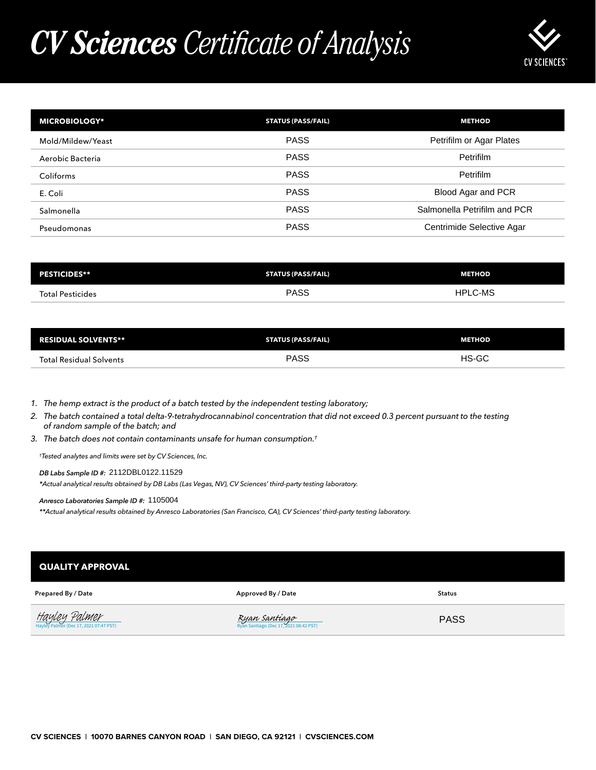# CV Sciences Certificate of Analysis

| MICROBIOLOGY* | STATUS (PASS/FAIL) | METHOD |
| --- | --- | --- |
| Mold/Mildew/Yeast | PASS | Petrifilm or Agar Plates |
| Aerobic Bacteria | PASS | Petrifilm |
| Coliforms | PASS | Petrifilm |
| E. Coli | PASS | Blood Agar and PCR |
| Salmonella | PASS | Salmonella Petrifilm and PCR |
| Pseudomonas | PASS | Centrimide Selective Agar |

| PESTICIDES** | STATUS (PASS/FAIL) | METHOD |
| --- | --- | --- |
| Total Pesticides | PASS | HPLC-MS |

| RESIDUAL SOLVENTS** | STATUS (PASS/FAIL) | METHOD |
| --- | --- | --- |
| Total Residual Solvents | PASS | HS-GC |

1. *The hemp extract is the product of a batch tested by the independent testing laboratory;*
2. *The batch contained a total delta-9-tetrahydrocannabinol concentration that did not exceed 0.3 percent pursuant to the testing of random sample of the batch; and*
3. *The batch does not contain contaminants unsafe for human consumption.†*

*†Tested analytes and limits were set by CV Sciences, Inc.*

***DB Labs Sample ID #:*** 2112DBL0122.11529

*\*Actual analytical results obtained by DB Labs (Las Vegas, NV), CV Sciences' third-party testing laboratory.*

***Anresco Laboratories Sample ID #:*** 1105004

*\*\*Actual analytical results obtained by Anresco Laboratories (San Francisco, CA), CV Sciences' third-party testing laboratory.*

## QUALITY APPROVAL

| Prepared By / Date | Approved By / Date | Status |
| --- | --- | --- |
| Hayley Palmer<br>Hayley Palmer (Dec 17, 2021 07:47 PST) | Ryan Santiago<br>Ryan Santiago (Dec 17, 2021 08:42 PST) | PASS |

**CV SCIENCES | 10070 BARNES CANYON ROAD | SAN DIEGO, CA 92121 | CVSCIENCES.COM**